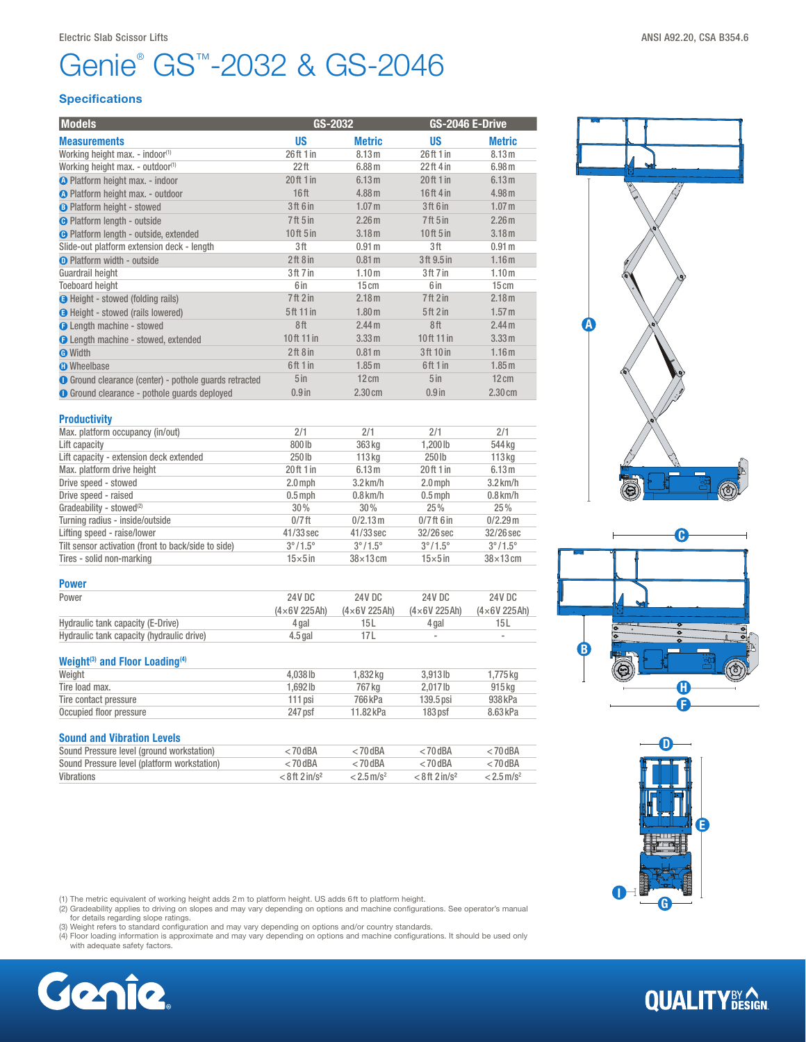Electric Slab Scissor Lifts

ANSI A92.20, CSA B354.6

# Genie® GS™-2032 & GS-2046

## Specifications

| Models | GS-2032 | | GS-2046 E-Drive | |
|---|---|---|---|---|
| **Measurements** | **US** | **Metric** | **US** | **Metric** |
| Working height max. - indoor[1] | 26 ft 1 in | 8.13 m | 26 ft 1 in | 8.13 m |
| Working height max. - outdoor[1] | 22 ft | 6.88 m | 22 ft 4 in | 6.98 m |
| A Platform height max. - indoor | 20 ft 1 in | 6.13 m | 20 ft 1 in | 6.13 m |
| A Platform height max. - outdoor | 16 ft | 4.88 m | 16 ft 4 in | 4.98 m |
| B Platform height - stowed | 3 ft 6 in | 1.07 m | 3 ft 6 in | 1.07 m |
| C Platform length - outside | 7 ft 5 in | 2.26 m | 7 ft 5 in | 2.26 m |
| C Platform length - outside, extended | 10 ft 5 in | 3.18 m | 10 ft 5 in | 3.18 m |
| Slide-out platform extension deck - length | 3 ft | 0.91 m | 3 ft | 0.91 m |
| D Platform width - outside | 2 ft 8 in | 0.81 m | 3 ft 9.5 in | 1.16 m |
| Guardrail height | 3 ft 7 in | 1.10 m | 3 ft 7 in | 1.10 m |
| Toeboard height | 6 in | 15 cm | 6 in | 15 cm |
| E Height - stowed (folding rails) | 7 ft 2 in | 2.18 m | 7 ft 2 in | 2.18 m |
| E Height - stowed (rails lowered) | 5 ft 11 in | 1.80 m | 5 ft 2 in | 1.57 m |
| F Length machine - stowed | 8 ft | 2.44 m | 8 ft | 2.44 m |
| F Length machine - stowed, extended | 10 ft 11 in | 3.33 m | 10 ft 11 in | 3.33 m |
| G Width | 2 ft 8 in | 0.81 m | 3 ft 10 in | 1.16 m |
| H Wheelbase | 6 ft 1 in | 1.85 m | 6 ft 1 in | 1.85 m |
| I Ground clearance (center) - pothole guards retracted | 5 in | 12 cm | 5 in | 12 cm |
| I Ground clearance - pothole guards deployed | 0.9 in | 2.30 cm | 0.9 in | 2.30 cm |

### Productivity

| | | | | |
|---|---|---|---|---|
| Max. platform occupancy (in/out) | 2/1 | 2/1 | 2/1 | 2/1 |
| Lift capacity | 800 lb | 363 kg | 1,200 lb | 544 kg |
| Lift capacity - extension deck extended | 250 lb | 113 kg | 250 lb | 113 kg |
| Max. platform drive height | 20 ft 1 in | 6.13 m | 20 ft 1 in | 6.13 m |
| Drive speed - stowed | 2.0 mph | 3.2 km/h | 2.0 mph | 3.2 km/h |
| Drive speed - raised | 0.5 mph | 0.8 km/h | 0.5 mph | 0.8 km/h |
| Gradeability - stowed[2] | 30 % | 30 % | 25 % | 25 % |
| Turning radius - inside/outside | 0/7 ft | 0/2.13 m | 0/7 ft 6 in | 0/2.29 m |
| Lifting speed - raise/lower | 41/33 sec | 41/33 sec | 32/26 sec | 32/26 sec |
| Tilt sensor activation (front to back/side to side) | 3° / 1.5° | 3° / 1.5° | 3° / 1.5° | 3° / 1.5° |
| Tires - solid non-marking | 15×5 in | 38×13 cm | 15×5 in | 38×13 cm |

### Power

| | | | | |
|---|---|---|---|---|
| Power | 24 V DC (4×6V 225Ah) | 24 V DC (4×6V 225Ah) | 24 V DC (4×6V 225Ah) | 24 V DC (4×6V 225Ah) |
| Hydraulic tank capacity (E-Drive) | 4 gal | 15 L | 4 gal | 15 L |
| Hydraulic tank capacity (hydraulic drive) | 4.5 gal | 17 L | - | - |

### Weight[3] and Floor Loading[4]

| | | | | |
|---|---|---|---|---|
| Weight | 4,038 lb | 1,832 kg | 3,913 lb | 1,775 kg |
| Tire load max. | 1,692 lb | 767 kg | 2,017 lb | 915 kg |
| Tire contact pressure | 111 psi | 766 kPa | 139.5 psi | 938 kPa |
| Occupied floor pressure | 247 psf | 11.82 kPa | 183 psf | 8.63 kPa |

### Sound and Vibration Levels

| | | | | |
|---|---|---|---|---|
| Sound Pressure level (ground workstation) | < 70 dBA | < 70 dBA | < 70 dBA | < 70 dBA |
| Sound Pressure level (platform workstation) | < 70 dBA | < 70 dBA | < 70 dBA | < 70 dBA |
| Vibrations | < 8 ft 2 in/s² | < 2.5 m/s² | < 8 ft 2 in/s² | < 2.5 m/s² |

(1) The metric equivalent of working height adds 2 m to platform height. US adds 6 ft to platform height.
(2) Gradeability applies to driving on slopes and may vary depending on options and machine configurations. See operator's manual for details regarding slope ratings.
(3) Weight refers to standard configuration and may vary depending on options and/or country standards.
(4) Floor loading information is approximate and may vary depending on options and machine configurations. It should be used only with adequate safety factors.

Genie. QUALITY BY DESIGN.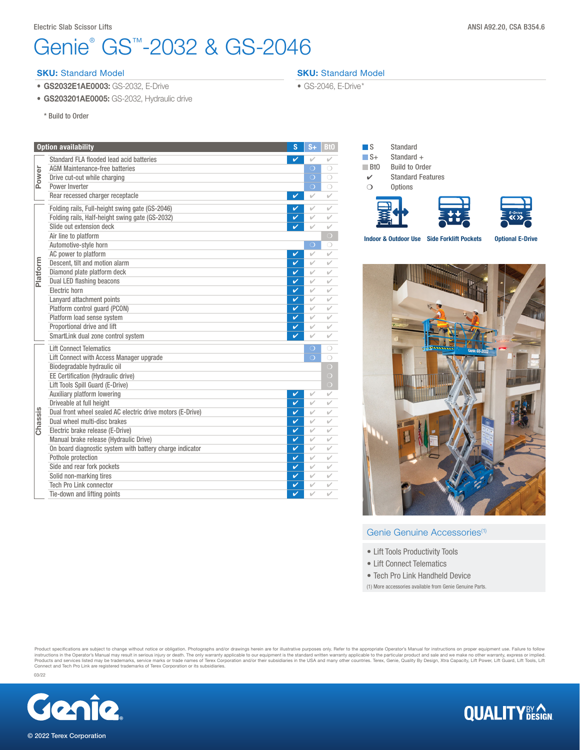Electric Slab Scissor Lifts

ANSI A92.20, CSA B354.6

# Genie® GS™-2032 & GS-2046

**SKU:** Standard Model

- **GS2032E1AE0003:** GS-2032, E-Drive
- **GS203201AE0005:** GS-2032, Hydraulic drive

\* Build to Order

**SKU:** Standard Model

- GS-2046, E-Drive*

| Option availability | | S | S+ | BtO |
|---|---|---|---|---|
| Power | Standard FLA flooded lead acid batteries | ✔ | ✔ | ✔ |
| | AGM Maintenance-free batteries | | ❍ | ❍ |
| | Drive cut-out while charging | | ❍ | ❍ |
| | Power Inverter | | ❍ | ❍ |
| | Rear recessed charger receptacle | ✔ | ✔ | ✔ |
| Platform | Folding rails, Full-height swing gate (GS-2046) | ✔ | ✔ | ✔ |
| | Folding rails, Half-height swing gate (GS-2032) | ✔ | ✔ | ✔ |
| | Slide out extension deck | ✔ | ✔ | ✔ |
| | Air line to platform | | | ❍ |
| | Automotive-style horn | | ❍ | ❍ |
| | AC power to platform | ✔ | ✔ | ✔ |
| | Descent, tilt and motion alarm | ✔ | ✔ | ✔ |
| | Diamond plate platform deck | ✔ | ✔ | ✔ |
| | Dual LED flashing beacons | ✔ | ✔ | ✔ |
| | Electric horn | ✔ | ✔ | ✔ |
| | Lanyard attachment points | ✔ | ✔ | ✔ |
| | Platform control guard (PCON) | ✔ | ✔ | ✔ |
| | Platform load sense system | ✔ | ✔ | ✔ |
| | Proportional drive and lift | ✔ | ✔ | ✔ |
| | SmartLink dual zone control system | ✔ | ✔ | ✔ |
| Chassis | Lift Connect Telematics | | ❍ | ❍ |
| | Lift Connect with Access Manager upgrade | | ❍ | ❍ |
| | Biodegradable hydraulic oil | | | ❍ |
| | EE Certification (Hydraulic drive) | | | ❍ |
| | Lift Tools Spill Guard (E-Drive) | | | ❍ |
| | Auxiliary platform lowering | ✔ | ✔ | ✔ |
| | Driveable at full height | ✔ | ✔ | ✔ |
| | Dual front wheel sealed AC electric drive motors (E-Drive) | ✔ | ✔ | ✔ |
| | Dual wheel multi-disc brakes | ✔ | ✔ | ✔ |
| | Electric brake release (E-Drive) | ✔ | ✔ | ✔ |
| | Manual brake release (Hydraulic Drive) | ✔ | ✔ | ✔ |
| | On board diagnostic system with battery charge indicator | ✔ | ✔ | ✔ |
| | Pothole protection | ✔ | ✔ | ✔ |
| | Side and rear fork pockets | ✔ | ✔ | ✔ |
| | Solid non-marking tires | ✔ | ✔ | ✔ |
| | Tech Pro Link connector | ✔ | ✔ | ✔ |
| | Tie-down and lifting points | ✔ | ✔ | ✔ |

S Standard
S+ Standard +
BtO Build to Order
✔ Standard Features
❍ Options

Indoor & Outdoor Use

Side Forklift Pockets

Optional E-Drive

## Genie Genuine Accessories[1]

- Lift Tools Productivity Tools
- Lift Connect Telematics
- Tech Pro Link Handheld Device

(1) More accessories available from Genie Genuine Parts.

Product specifications are subject to change without notice or obligation. Photographs and/or drawings herein are for illustrative purposes only. Refer to the appropriate Operator's Manual for instructions on proper equipment use. Failure to follow instructions in the Operator's Manual may result in serious injury or death. The only warranty applicable to our equipment is the standard written warranty applicable to the particular product and sale and we make no other warranty, express or implied. Products and services listed may be trademarks, service marks or trade names of Terex Corporation and/or their subsidiaries in the USA and many other countries. Terex, Genie, Quality By Design, Xtra Capacity, Lift Power, Lift Guard, Lift Tools, Lift Connect and Tech Pro Link are registered trademarks of Terex Corporation or its subsidiaries.

03/22

© 2022 Terex Corporation